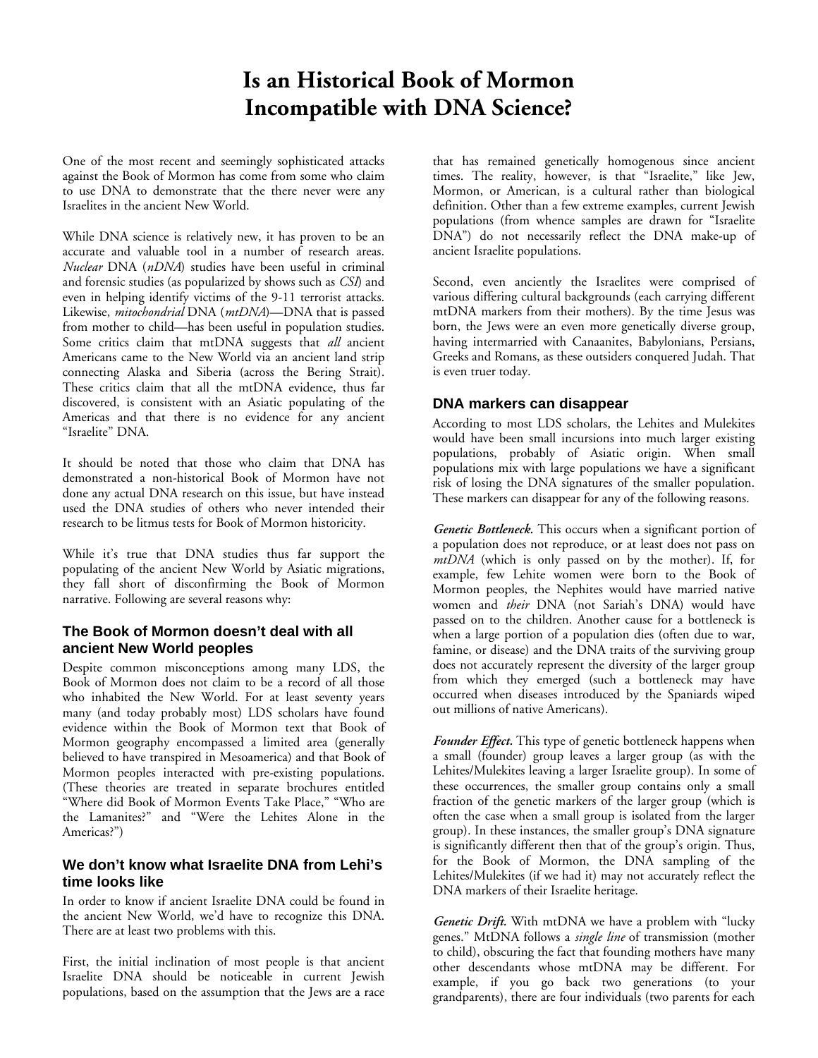# Is an Historical Book of Mormon Incompatible with DNA Science?

One of the most recent and seemingly sophisticated attacks against the Book of Mormon has come from some who claim to use DNA to demonstrate that the there never were any Israelites in the ancient New World.

While DNA science is relatively new, it has proven to be an accurate and valuable tool in a number of research areas. *Nuclear* DNA (*nDNA*) studies have been useful in criminal and forensic studies (as popularized by shows such as *CSI*) and even in helping identify victims of the 9-11 terrorist attacks. Likewise, *mitochondrial* DNA (*mtDNA*)—DNA that is passed from mother to child—has been useful in population studies. Some critics claim that mtDNA suggests that *all* ancient Americans came to the New World via an ancient land strip connecting Alaska and Siberia (across the Bering Strait). These critics claim that all the mtDNA evidence, thus far discovered, is consistent with an Asiatic populating of the Americas and that there is no evidence for any ancient "Israelite" DNA.

It should be noted that those who claim that DNA has demonstrated a non-historical Book of Mormon have not done any actual DNA research on this issue, but have instead used the DNA studies of others who never intended their research to be litmus tests for Book of Mormon historicity.

While it's true that DNA studies thus far support the populating of the ancient New World by Asiatic migrations, they fall short of disconfirming the Book of Mormon narrative. Following are several reasons why:

## The Book of Mormon doesn't deal with all ancient New World peoples

Despite common misconceptions among many LDS, the Book of Mormon does not claim to be a record of all those who inhabited the New World. For at least seventy years many (and today probably most) LDS scholars have found evidence within the Book of Mormon text that Book of Mormon geography encompassed a limited area (generally believed to have transpired in Mesoamerica) and that Book of Mormon peoples interacted with pre-existing populations. (These theories are treated in separate brochures entitled "Where did Book of Mormon Events Take Place," "Who are the Lamanites?" and "Were the Lehites Alone in the Americas?")

## We don't know what Israelite DNA from Lehi's time looks like

In order to know if ancient Israelite DNA could be found in the ancient New World, we'd have to recognize this DNA. There are at least two problems with this.

First, the initial inclination of most people is that ancient Israelite DNA should be noticeable in current Jewish populations, based on the assumption that the Jews are a race that has remained genetically homogenous since ancient times. The reality, however, is that "Israelite," like Jew, Mormon, or American, is a cultural rather than biological definition. Other than a few extreme examples, current Jewish populations (from whence samples are drawn for "Israelite DNA") do not necessarily reflect the DNA make-up of ancient Israelite populations.

Second, even anciently the Israelites were comprised of various differing cultural backgrounds (each carrying different mtDNA markers from their mothers). By the time Jesus was born, the Jews were an even more genetically diverse group, having intermarried with Canaanites, Babylonians, Persians, Greeks and Romans, as these outsiders conquered Judah. That is even truer today.

## DNA markers can disappear

According to most LDS scholars, the Lehites and Mulekites would have been small incursions into much larger existing populations, probably of Asiatic origin. When small populations mix with large populations we have a significant risk of losing the DNA signatures of the smaller population. These markers can disappear for any of the following reasons.

***Genetic Bottleneck.*** This occurs when a significant portion of a population does not reproduce, or at least does not pass on *mtDNA* (which is only passed on by the mother). If, for example, few Lehite women were born to the Book of Mormon peoples, the Nephites would have married native women and *their* DNA (not Sariah's DNA) would have passed on to the children. Another cause for a bottleneck is when a large portion of a population dies (often due to war, famine, or disease) and the DNA traits of the surviving group does not accurately represent the diversity of the larger group from which they emerged (such a bottleneck may have occurred when diseases introduced by the Spaniards wiped out millions of native Americans).

***Founder Effect.*** This type of genetic bottleneck happens when a small (founder) group leaves a larger group (as with the Lehites/Mulekites leaving a larger Israelite group). In some of these occurrences, the smaller group contains only a small fraction of the genetic markers of the larger group (which is often the case when a small group is isolated from the larger group). In these instances, the smaller group's DNA signature is significantly different then that of the group's origin. Thus, for the Book of Mormon, the DNA sampling of the Lehites/Mulekites (if we had it) may not accurately reflect the DNA markers of their Israelite heritage.

***Genetic Drift.*** With mtDNA we have a problem with "lucky genes." MtDNA follows a *single line* of transmission (mother to child), obscuring the fact that founding mothers have many other descendants whose mtDNA may be different. For example, if you go back two generations (to your grandparents), there are four individuals (two parents for each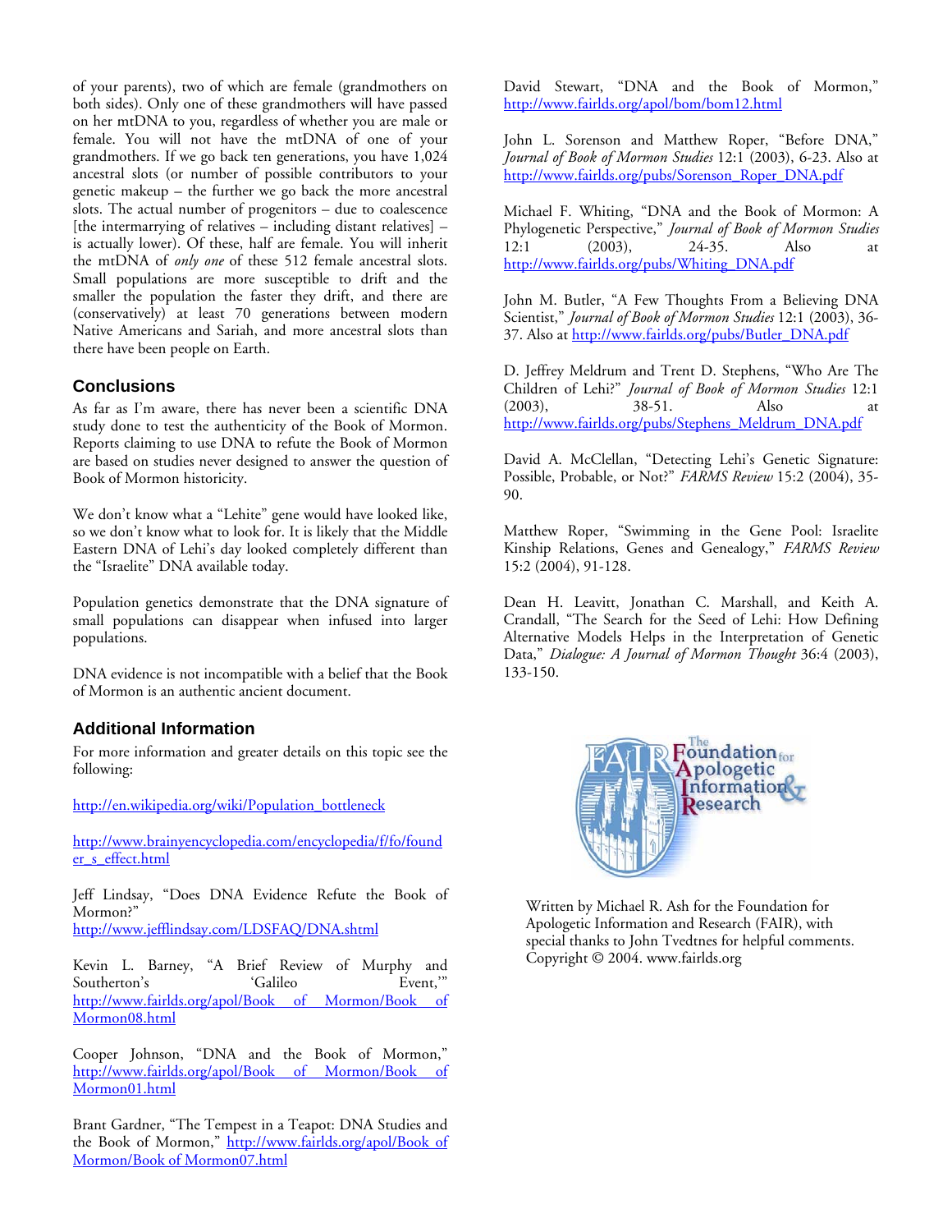of your parents), two of which are female (grandmothers on both sides). Only one of these grandmothers will have passed on her mtDNA to you, regardless of whether you are male or female. You will not have the mtDNA of one of your grandmothers. If we go back ten generations, you have 1,024 ancestral slots (or number of possible contributors to your genetic makeup – the further we go back the more ancestral slots. The actual number of progenitors – due to coalescence [the intermarrying of relatives – including distant relatives] – is actually lower). Of these, half are female. You will inherit the mtDNA of *only one* of these 512 female ancestral slots. Small populations are more susceptible to drift and the smaller the population the faster they drift, and there are (conservatively) at least 70 generations between modern Native Americans and Sariah, and more ancestral slots than there have been people on Earth.

## Conclusions

As far as I'm aware, there has never been a scientific DNA study done to test the authenticity of the Book of Mormon. Reports claiming to use DNA to refute the Book of Mormon are based on studies never designed to answer the question of Book of Mormon historicity.

We don't know what a "Lehite" gene would have looked like, so we don't know what to look for. It is likely that the Middle Eastern DNA of Lehi's day looked completely different than the "Israelite" DNA available today.

Population genetics demonstrate that the DNA signature of small populations can disappear when infused into larger populations.

DNA evidence is not incompatible with a belief that the Book of Mormon is an authentic ancient document.

## Additional Information

For more information and greater details on this topic see the following:

http://en.wikipedia.org/wiki/Population_bottleneck

http://www.brainyencyclopedia.com/encyclopedia/f/fo/founder_s_effect.html

Jeff Lindsay, "Does DNA Evidence Refute the Book of Mormon?" http://www.jefflindsay.com/LDSFAQ/DNA.shtml

Kevin L. Barney, "A Brief Review of Murphy and Southerton's 'Galileo Event,'" http://www.fairlds.org/apol/Book of Mormon/Book of Mormon08.html

Cooper Johnson, "DNA and the Book of Mormon," http://www.fairlds.org/apol/Book of Mormon/Book of Mormon01.html

Brant Gardner, "The Tempest in a Teapot: DNA Studies and the Book of Mormon," http://www.fairlds.org/apol/Book of Mormon/Book of Mormon07.html

David Stewart, "DNA and the Book of Mormon," http://www.fairlds.org/apol/bom/bom12.html

John L. Sorenson and Matthew Roper, "Before DNA," *Journal of Book of Mormon Studies* 12:1 (2003), 6-23. Also at http://www.fairlds.org/pubs/Sorenson_Roper_DNA.pdf

Michael F. Whiting, "DNA and the Book of Mormon: A Phylogenetic Perspective," *Journal of Book of Mormon Studies* 12:1 (2003), 24-35. Also at http://www.fairlds.org/pubs/Whiting_DNA.pdf

John M. Butler, "A Few Thoughts From a Believing DNA Scientist," *Journal of Book of Mormon Studies* 12:1 (2003), 36-37. Also at http://www.fairlds.org/pubs/Butler_DNA.pdf

D. Jeffrey Meldrum and Trent D. Stephens, "Who Are The Children of Lehi?" *Journal of Book of Mormon Studies* 12:1 (2003), 38-51. Also at http://www.fairlds.org/pubs/Stephens_Meldrum_DNA.pdf

David A. McClellan, "Detecting Lehi's Genetic Signature: Possible, Probable, or Not?" *FARMS Review* 15:2 (2004), 35-90.

Matthew Roper, "Swimming in the Gene Pool: Israelite Kinship Relations, Genes and Genealogy," *FARMS Review* 15:2 (2004), 91-128.

Dean H. Leavitt, Jonathan C. Marshall, and Keith A. Crandall, "The Search for the Seed of Lehi: How Defining Alternative Models Helps in the Interpretation of Genetic Data," *Dialogue: A Journal of Mormon Thought* 36:4 (2003), 133-150.

FAIR — The Foundation for Apologetic Information & Research

Written by Michael R. Ash for the Foundation for Apologetic Information and Research (FAIR), with special thanks to John Tvedtnes for helpful comments. Copyright © 2004. www.fairlds.org